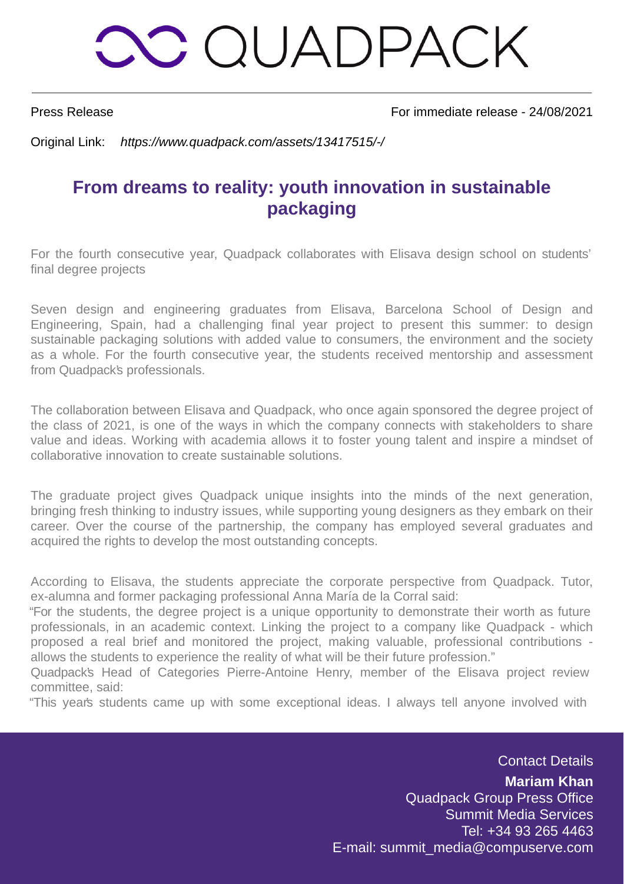# QUADPACK

Press Release

For immediate release - 24/08/2021

Original Link: *https://www.quadpack.com/assets/13417515/-/*

## From dreams to reality: youth innovation in sustainable packaging

For the fourth consecutive year, Quadpack collaborates with Elisava design school on students' final degree projects

Seven design and engineering graduates from Elisava, Barcelona School of Design and Engineering, Spain, had a challenging final year project to present this summer: to design sustainable packaging solutions with added value to consumers, the environment and the society as a whole. For the fourth consecutive year, the students received mentorship and assessment from Quadpack's professionals.

The collaboration between Elisava and Quadpack, who once again sponsored the degree project of the class of 2021, is one of the ways in which the company connects with stakeholders to share value and ideas. Working with academia allows it to foster young talent and inspire a mindset of collaborative innovation to create sustainable solutions.

The graduate project gives Quadpack unique insights into the minds of the next generation, bringing fresh thinking to industry issues, while supporting young designers as they embark on their career. Over the course of the partnership, the company has employed several graduates and acquired the rights to develop the most outstanding concepts.

According to Elisava, the students appreciate the corporate perspective from Quadpack. Tutor, ex-alumna and former packaging professional Anna María de la Corral said:
"For the students, the degree project is a unique opportunity to demonstrate their worth as future professionals, in an academic context. Linking the project to a company like Quadpack - which proposed a real brief and monitored the project, making valuable, professional contributions - allows the students to experience the reality of what will be their future profession."
Quadpack's Head of Categories Pierre-Antoine Henry, member of the Elisava project review committee, said:
"This year's students came up with some exceptional ideas. I always tell anyone involved with

Contact Details
**Mariam Khan**
Quadpack Group Press Office
Summit Media Services
Tel: +34 93 265 4463
E-mail: summit_media@compuserve.com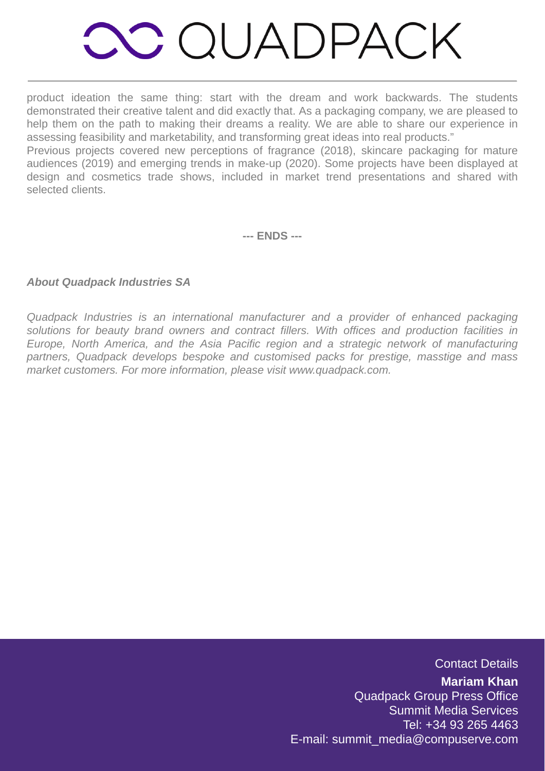product ideation the same thing: start with the dream and work backwards. The students demonstrated their creative talent and did exactly that. As a packaging company, we are pleased to help them on the path to making their dreams a reality. We are able to share our experience in assessing feasibility and marketability, and transforming great ideas into real products."

Previous projects covered new perceptions of fragrance (2018), skincare packaging for mature audiences (2019) and emerging trends in make-up (2020). Some projects have been displayed at design and cosmetics trade shows, included in market trend presentations and shared with selected clients.

**--- ENDS ---**

***About Quadpack Industries SA***

*Quadpack Industries is an international manufacturer and a provider of enhanced packaging solutions for beauty brand owners and contract fillers. With offices and production facilities in Europe, North America, and the Asia Pacific region and a strategic network of manufacturing partners, Quadpack develops bespoke and customised packs for prestige, masstige and mass market customers. For more information, please visit www.quadpack.com.*

Contact Details

**Mariam Khan**
Quadpack Group Press Office
Summit Media Services
Tel: +34 93 265 4463
E-mail: summit_media@compuserve.com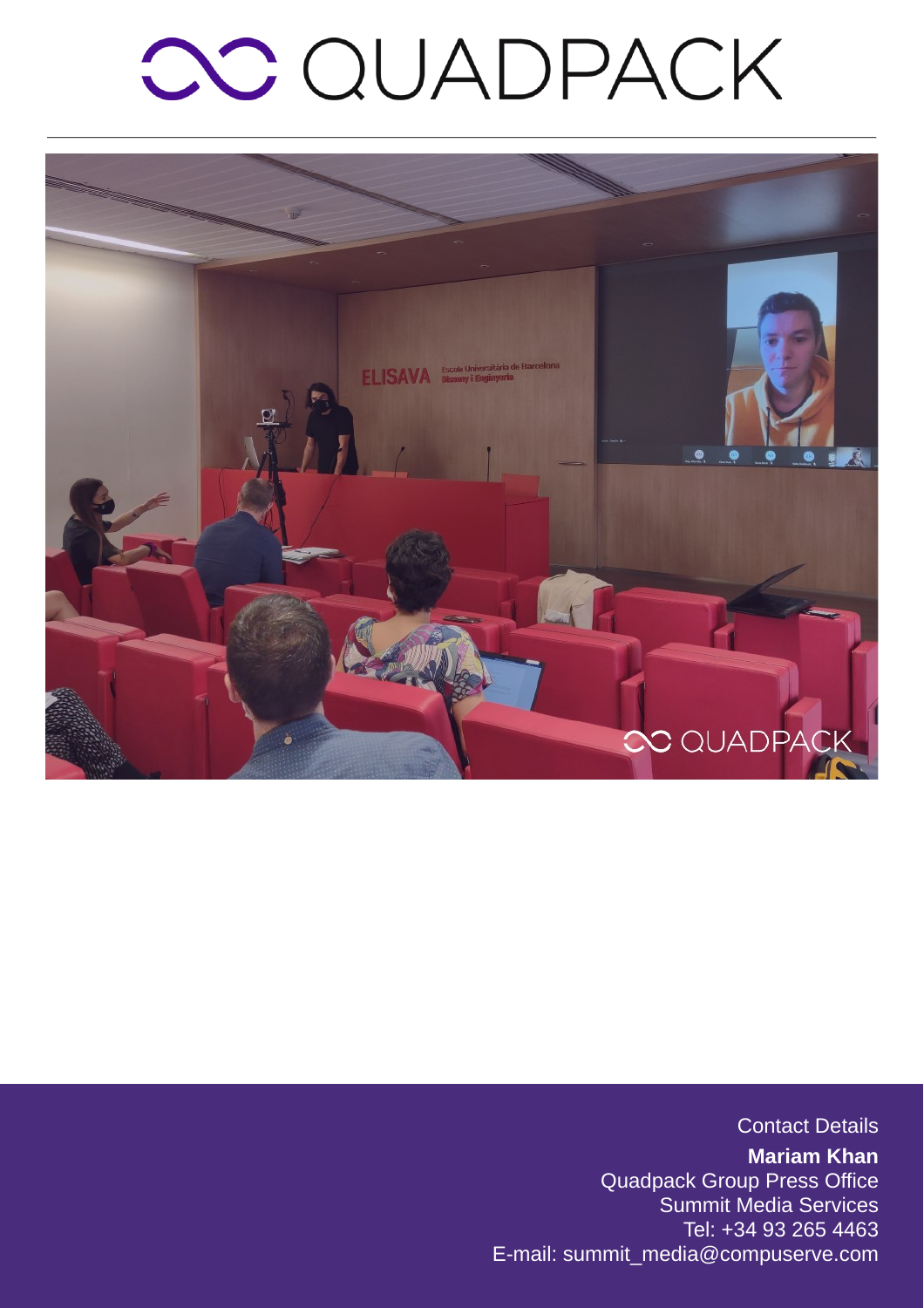Contact Details

**Mariam Khan**
Quadpack Group Press Office
Summit Media Services
Tel: +34 93 265 4463
E-mail: summit_media@compuserve.com